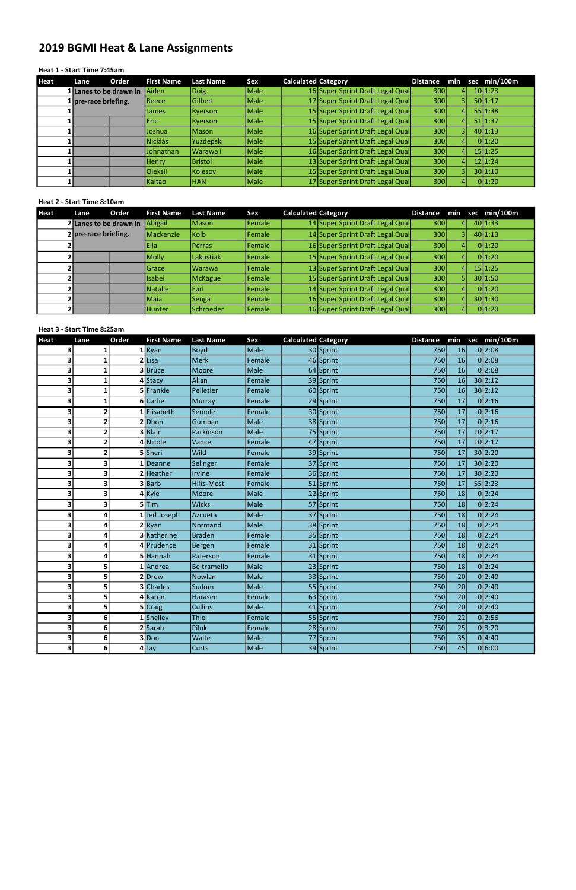# 2019 BGMI Heat & Lane Assignments

### Heat 1 - Start Time 7:45am

| Heat | Lane | Order | First Name | Last Name | Sex | Calculated | Category | Distance | min | sec | min/100m |
|---|---|---|---|---|---|---|---|---|---|---|---|
| 1 | Lanes to be drawn in | | Aiden | Doig | Male | 16 | Super Sprint Draft Legal Qual | 300 | 4 | 10 | 1:23 |
| 1 | pre-race briefing. | | Reece | Gilbert | Male | 17 | Super Sprint Draft Legal Qual | 300 | 3 | 50 | 1:17 |
| 1 | | | James | Ryerson | Male | 15 | Super Sprint Draft Legal Qual | 300 | 4 | 55 | 1:38 |
| 1 | | | Eric | Ryerson | Male | 15 | Super Sprint Draft Legal Qual | 300 | 4 | 51 | 1:37 |
| 1 | | | Joshua | Mason | Male | 16 | Super Sprint Draft Legal Qual | 300 | 3 | 40 | 1:13 |
| 1 | | | Nicklas | Yuzdepski | Male | 15 | Super Sprint Draft Legal Qual | 300 | 4 | 0 | 1:20 |
| 1 | | | Johnathan | Warawa i | Male | 16 | Super Sprint Draft Legal Qual | 300 | 4 | 15 | 1:25 |
| 1 | | | Henry | Bristol | Male | 13 | Super Sprint Draft Legal Qual | 300 | 4 | 12 | 1:24 |
| 1 | | | Oleksii | Kolesov | Male | 15 | Super Sprint Draft Legal Qual | 300 | 3 | 30 | 1:10 |
| 1 | | | Kaitao | HAN | Male | 17 | Super Sprint Draft Legal Qual | 300 | 4 | 0 | 1:20 |

### Heat 2 - Start Time 8:10am

| Heat | Lane | Order | First Name | Last Name | Sex | Calculated | Category | Distance | min | sec | min/100m |
|---|---|---|---|---|---|---|---|---|---|---|---|
| 2 | Lanes to be drawn in | | Abigail | Mason | Female | 14 | Super Sprint Draft Legal Qual | 300 | 4 | 40 | 1:33 |
| 2 | pre-race briefing. | | Mackenzie | Kolb | Female | 14 | Super Sprint Draft Legal Qual | 300 | 3 | 40 | 1:13 |
| 2 | | | Ella | Perras | Female | 16 | Super Sprint Draft Legal Qual | 300 | 4 | 0 | 1:20 |
| 2 | | | Molly | Lakustiak | Female | 15 | Super Sprint Draft Legal Qual | 300 | 4 | 0 | 1:20 |
| 2 | | | Grace | Warawa | Female | 13 | Super Sprint Draft Legal Qual | 300 | 4 | 15 | 1:25 |
| 2 | | | Isabel | McKague | Female | 15 | Super Sprint Draft Legal Qual | 300 | 5 | 30 | 1:50 |
| 2 | | | Natalie | Earl | Female | 14 | Super Sprint Draft Legal Qual | 300 | 4 | 0 | 1:20 |
| 2 | | | Maia | Senga | Female | 16 | Super Sprint Draft Legal Qual | 300 | 4 | 30 | 1:30 |
| 2 | | | Hunter | Schroeder | Female | 16 | Super Sprint Draft Legal Qual | 300 | 4 | 0 | 1:20 |

### Heat 3 - Start Time 8:25am

| Heat | Lane | Order | First Name | Last Name | Sex | Calculated | Category | Distance | min | sec | min/100m |
|---|---|---|---|---|---|---|---|---|---|---|---|
| 3 | 1 | 1 | Ryan | Boyd | Male | 30 | Sprint | 750 | 16 | 0 | 2:08 |
| 3 | 1 | 2 | Lisa | Merk | Female | 46 | Sprint | 750 | 16 | 0 | 2:08 |
| 3 | 1 | 3 | Bruce | Moore | Male | 64 | Sprint | 750 | 16 | 0 | 2:08 |
| 3 | 1 | 4 | Stacy | Allan | Female | 39 | Sprint | 750 | 16 | 30 | 2:12 |
| 3 | 1 | 5 | Frankie | Pelletier | Female | 60 | Sprint | 750 | 16 | 30 | 2:12 |
| 3 | 1 | 6 | Carlie | Murray | Female | 29 | Sprint | 750 | 17 | 0 | 2:16 |
| 3 | 2 | 1 | Elisabeth | Semple | Female | 30 | Sprint | 750 | 17 | 0 | 2:16 |
| 3 | 2 | 2 | Dhon | Gumban | Male | 38 | Sprint | 750 | 17 | 0 | 2:16 |
| 3 | 2 | 3 | Blair | Parkinson | Male | 75 | Sprint | 750 | 17 | 10 | 2:17 |
| 3 | 2 | 4 | Nicole | Vance | Female | 47 | Sprint | 750 | 17 | 10 | 2:17 |
| 3 | 2 | 5 | Sheri | Wild | Female | 39 | Sprint | 750 | 17 | 30 | 2:20 |
| 3 | 3 | 1 | Deanne | Selinger | Female | 37 | Sprint | 750 | 17 | 30 | 2:20 |
| 3 | 3 | 2 | Heather | Irvine | Female | 36 | Sprint | 750 | 17 | 30 | 2:20 |
| 3 | 3 | 3 | Barb | Hilts-Most | Female | 51 | Sprint | 750 | 17 | 55 | 2:23 |
| 3 | 3 | 4 | Kyle | Moore | Male | 22 | Sprint | 750 | 18 | 0 | 2:24 |
| 3 | 3 | 5 | Tim | Wicks | Male | 57 | Sprint | 750 | 18 | 0 | 2:24 |
| 3 | 4 | 1 | Jed Joseph | Azcueta | Male | 37 | Sprint | 750 | 18 | 0 | 2:24 |
| 3 | 4 | 2 | Ryan | Normand | Male | 38 | Sprint | 750 | 18 | 0 | 2:24 |
| 3 | 4 | 3 | Katherine | Braden | Female | 35 | Sprint | 750 | 18 | 0 | 2:24 |
| 3 | 4 | 4 | Prudence | Bergen | Female | 31 | Sprint | 750 | 18 | 0 | 2:24 |
| 3 | 4 | 5 | Hannah | Paterson | Female | 31 | Sprint | 750 | 18 | 0 | 2:24 |
| 3 | 5 | 1 | Andrea | Beltramello | Male | 23 | Sprint | 750 | 18 | 0 | 2:24 |
| 3 | 5 | 2 | Drew | Nowlan | Male | 33 | Sprint | 750 | 20 | 0 | 2:40 |
| 3 | 5 | 3 | Charles | Sudom | Male | 55 | Sprint | 750 | 20 | 0 | 2:40 |
| 3 | 5 | 4 | Karen | Harasen | Female | 63 | Sprint | 750 | 20 | 0 | 2:40 |
| 3 | 5 | 5 | Craig | Cullins | Male | 41 | Sprint | 750 | 20 | 0 | 2:40 |
| 3 | 6 | 1 | Shelley | Thiel | Female | 55 | Sprint | 750 | 22 | 0 | 2:56 |
| 3 | 6 | 2 | Sarah | Piluk | Female | 28 | Sprint | 750 | 25 | 0 | 3:20 |
| 3 | 6 | 3 | Don | Waite | Male | 77 | Sprint | 750 | 35 | 0 | 4:40 |
| 3 | 6 | 4 | Jay | Curts | Male | 39 | Sprint | 750 | 45 | 0 | 6:00 |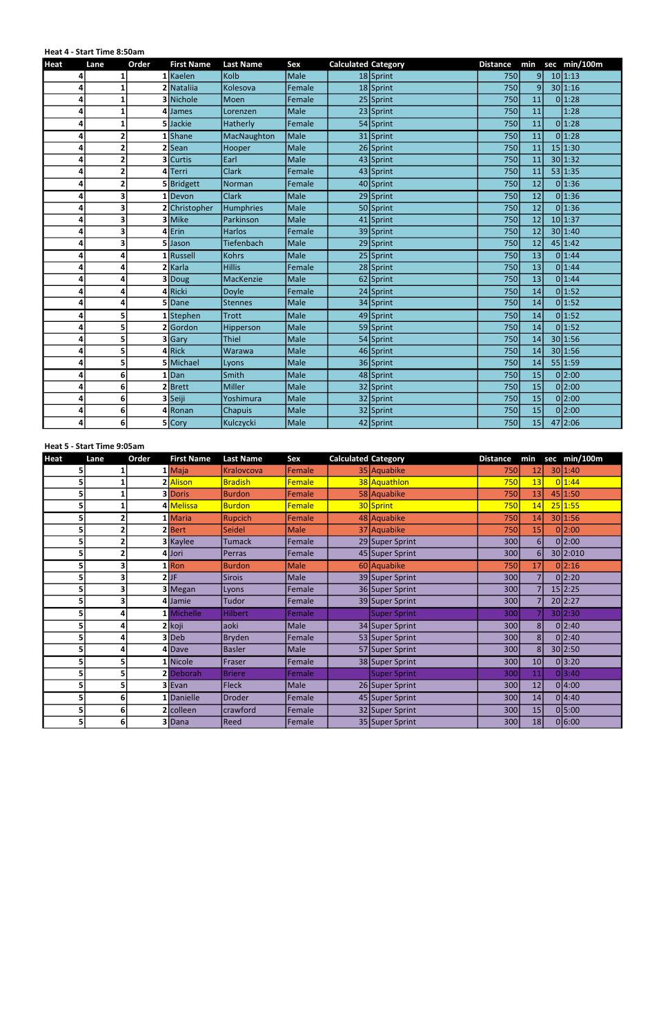Heat 4 - Start Time 8:50am

| Heat | Lane | Order | First Name | Last Name | Sex | Calculated | Category | Distance | min | sec | min/100m |
|---|---|---|---|---|---|---|---|---|---|---|---|
| 4 | 1 | 1 | Kaelen | Kolb | Male | 18 | Sprint | 750 | 9 | 10 | 1:13 |
| 4 | 1 | 2 | Nataliia | Kolesova | Female | 18 | Sprint | 750 | 9 | 30 | 1:16 |
| 4 | 1 | 3 | Nichole | Moen | Female | 25 | Sprint | 750 | 11 | 0 | 1:28 |
| 4 | 1 | 4 | James | Lorenzen | Male | 23 | Sprint | 750 | 11 | | 1:28 |
| 4 | 1 | 5 | Jackie | Hatherly | Female | 54 | Sprint | 750 | 11 | 0 | 1:28 |
| 4 | 2 | 1 | Shane | MacNaughton | Male | 31 | Sprint | 750 | 11 | 0 | 1:28 |
| 4 | 2 | 2 | Sean | Hooper | Male | 26 | Sprint | 750 | 11 | 15 | 1:30 |
| 4 | 2 | 3 | Curtis | Earl | Male | 43 | Sprint | 750 | 11 | 30 | 1:32 |
| 4 | 2 | 4 | Terri | Clark | Female | 43 | Sprint | 750 | 11 | 53 | 1:35 |
| 4 | 2 | 5 | Bridgett | Norman | Female | 40 | Sprint | 750 | 12 | 0 | 1:36 |
| 4 | 3 | 1 | Devon | Clark | Male | 29 | Sprint | 750 | 12 | 0 | 1:36 |
| 4 | 3 | 2 | Christopher | Humphries | Male | 50 | Sprint | 750 | 12 | 0 | 1:36 |
| 4 | 3 | 3 | Mike | Parkinson | Male | 41 | Sprint | 750 | 12 | 10 | 1:37 |
| 4 | 3 | 4 | Erin | Harlos | Female | 39 | Sprint | 750 | 12 | 30 | 1:40 |
| 4 | 3 | 5 | Jason | Tiefenbach | Male | 29 | Sprint | 750 | 12 | 45 | 1:42 |
| 4 | 4 | 1 | Russell | Kohrs | Male | 25 | Sprint | 750 | 13 | 0 | 1:44 |
| 4 | 4 | 2 | Karla | Hillis | Female | 28 | Sprint | 750 | 13 | 0 | 1:44 |
| 4 | 4 | 3 | Doug | MacKenzie | Male | 62 | Sprint | 750 | 13 | 0 | 1:44 |
| 4 | 4 | 4 | Ricki | Doyle | Female | 24 | Sprint | 750 | 14 | 0 | 1:52 |
| 4 | 4 | 5 | Dane | Stennes | Male | 34 | Sprint | 750 | 14 | 0 | 1:52 |
| 4 | 5 | 1 | Stephen | Trott | Male | 49 | Sprint | 750 | 14 | 0 | 1:52 |
| 4 | 5 | 2 | Gordon | Hipperson | Male | 59 | Sprint | 750 | 14 | 0 | 1:52 |
| 4 | 5 | 3 | Gary | Thiel | Male | 54 | Sprint | 750 | 14 | 30 | 1:56 |
| 4 | 5 | 4 | Rick | Warawa | Male | 46 | Sprint | 750 | 14 | 30 | 1:56 |
| 4 | 5 | 5 | Michael | Lyons | Male | 36 | Sprint | 750 | 14 | 55 | 1:59 |
| 4 | 6 | 1 | Dan | Smith | Male | 48 | Sprint | 750 | 15 | 0 | 2:00 |
| 4 | 6 | 2 | Brett | Miller | Male | 32 | Sprint | 750 | 15 | 0 | 2:00 |
| 4 | 6 | 3 | Seiji | Yoshimura | Male | 32 | Sprint | 750 | 15 | 0 | 2:00 |
| 4 | 6 | 4 | Ronan | Chapuis | Male | 32 | Sprint | 750 | 15 | 0 | 2:00 |
| 4 | 6 | 5 | Cory | Kulczycki | Male | 42 | Sprint | 750 | 15 | 47 | 2:06 |

Heat 5 - Start Time 9:05am

| Heat | Lane | Order | First Name | Last Name | Sex | Calculated | Category | Distance | min | sec | min/100m |
|---|---|---|---|---|---|---|---|---|---|---|---|
| 5 | 1 | 1 | Maja | Kralovcova | Female | 35 | Aquabike | 750 | 12 | 30 | 1:40 |
| 5 | 1 | 2 | Alison | Bradish | Female | 38 | Aquathlon | 750 | 13 | 0 | 1:44 |
| 5 | 1 | 3 | Doris | Burdon | Female | 58 | Aquabike | 750 | 13 | 45 | 1:50 |
| 5 | 1 | 4 | Melissa | Burdon | Female | 30 | Sprint | 750 | 14 | 25 | 1:55 |
| 5 | 2 | 1 | Maria | Rupcich | Female | 48 | Aquabike | 750 | 14 | 30 | 1:56 |
| 5 | 2 | 2 | Bert | Seidel | Male | 37 | Aquabike | 750 | 15 | 0 | 2:00 |
| 5 | 2 | 3 | Kaylee | Tumack | Female | 29 | Super Sprint | 300 | 6 | 0 | 2:00 |
| 5 | 2 | 4 | Jori | Perras | Female | 45 | Super Sprint | 300 | 6 | 30 | 2:010 |
| 5 | 3 | 1 | Ron | Burdon | Male | 60 | Aquabike | 750 | 17 | 0 | 2:16 |
| 5 | 3 | 2 | JF | Sirois | Male | 39 | Super Sprint | 300 | 7 | 0 | 2:20 |
| 5 | 3 | 3 | Megan | Lyons | Female | 36 | Super Sprint | 300 | 7 | 15 | 2:25 |
| 5 | 3 | 4 | Jamie | Tudor | Female | 39 | Super Sprint | 300 | 7 | 20 | 2:27 |
| 5 | 4 | 1 | Michelle | Hilbert | Female | | Super Sprint | 300 | 7 | 30 | 2:30 |
| 5 | 4 | 2 | koji | aoki | Male | 34 | Super Sprint | 300 | 8 | 0 | 2:40 |
| 5 | 4 | 3 | Deb | Bryden | Female | 53 | Super Sprint | 300 | 8 | 0 | 2:40 |
| 5 | 4 | 4 | Dave | Basler | Male | 57 | Super Sprint | 300 | 8 | 30 | 2:50 |
| 5 | 5 | 1 | Nicole | Fraser | Female | 38 | Super Sprint | 300 | 10 | 0 | 3:20 |
| 5 | 5 | 2 | Deborah | Briere | Female | | Super Sprint | 300 | 11 | 0 | 3:40 |
| 5 | 5 | 3 | Evan | Fleck | Male | 26 | Super Sprint | 300 | 12 | 0 | 4:00 |
| 5 | 6 | 1 | Danielle | Droder | Female | 45 | Super Sprint | 300 | 14 | 0 | 4:40 |
| 5 | 6 | 2 | colleen | crawford | Female | 32 | Super Sprint | 300 | 15 | 0 | 5:00 |
| 5 | 6 | 3 | Dana | Reed | Female | 35 | Super Sprint | 300 | 18 | 0 | 6:00 |